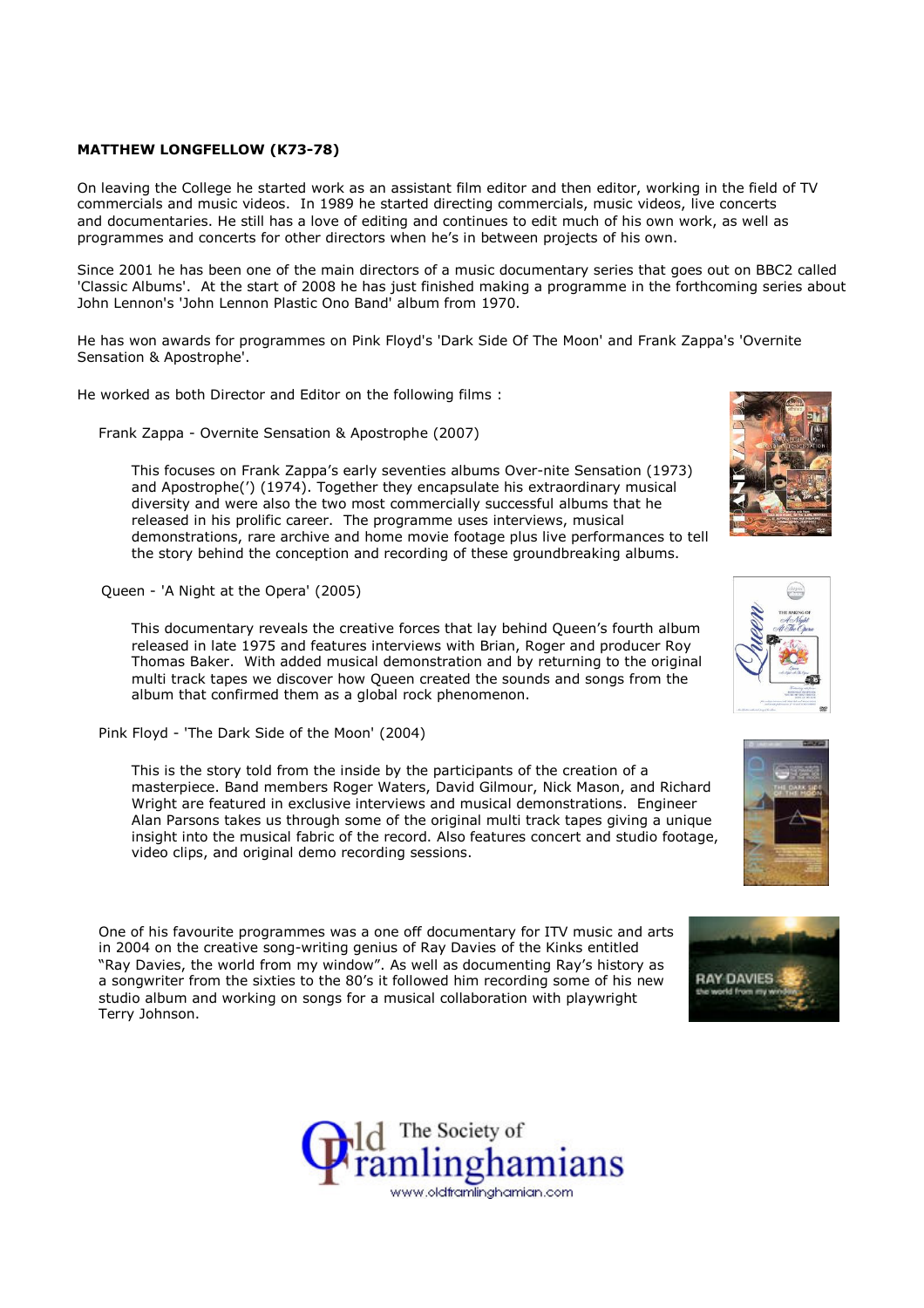**MATTHEW LONGFELLOW (K73-78)**

On leaving the College he started work as an assistant film editor and then editor, working in the field of TV commercials and music videos. In 1989 he started directing commercials, music videos, live concerts and documentaries. He still has a love of editing and continues to edit much of his own work, as well as programmes and concerts for other directors when he's in between projects of his own.

Since 2001 he has been one of the main directors of a music documentary series that goes out on BBC2 called 'Classic Albums'. At the start of 2008 he has just finished making a programme in the forthcoming series about John Lennon's 'John Lennon Plastic Ono Band' album from 1970.

He has won awards for programmes on Pink Floyd's 'Dark Side Of The Moon' and Frank Zappa's 'Overnite Sensation & Apostrophe'.

He worked as both Director and Editor on the following films :

Frank Zappa - Overnite Sensation & Apostrophe (2007)

This focuses on Frank Zappa's early seventies albums Over-nite Sensation (1973) and Apostrophe(') (1974). Together they encapsulate his extraordinary musical diversity and were also the two most commercially successful albums that he released in his prolific career. The programme uses interviews, musical demonstrations, rare archive and home movie footage plus live performances to tell the story behind the conception and recording of these groundbreaking albums.

Queen - 'A Night at the Opera' (2005)

This documentary reveals the creative forces that lay behind Queen's fourth album released in late 1975 and features interviews with Brian, Roger and producer Roy Thomas Baker. With added musical demonstration and by returning to the original multi track tapes we discover how Queen created the sounds and songs from the album that confirmed them as a global rock phenomenon.

Pink Floyd - 'The Dark Side of the Moon' (2004)

This is the story told from the inside by the participants of the creation of a masterpiece. Band members Roger Waters, David Gilmour, Nick Mason, and Richard Wright are featured in exclusive interviews and musical demonstrations. Engineer Alan Parsons takes us through some of the original multi track tapes giving a unique insight into the musical fabric of the record. Also features concert and studio footage, video clips, and original demo recording sessions.

One of his favourite programmes was a one off documentary for ITV music and arts in 2004 on the creative song-writing genius of Ray Davies of the Kinks entitled "Ray Davies, the world from my window". As well as documenting Ray's history as a songwriter from the sixties to the 80's it followed him recording some of his new studio album and working on songs for a musical collaboration with playwright Terry Johnson.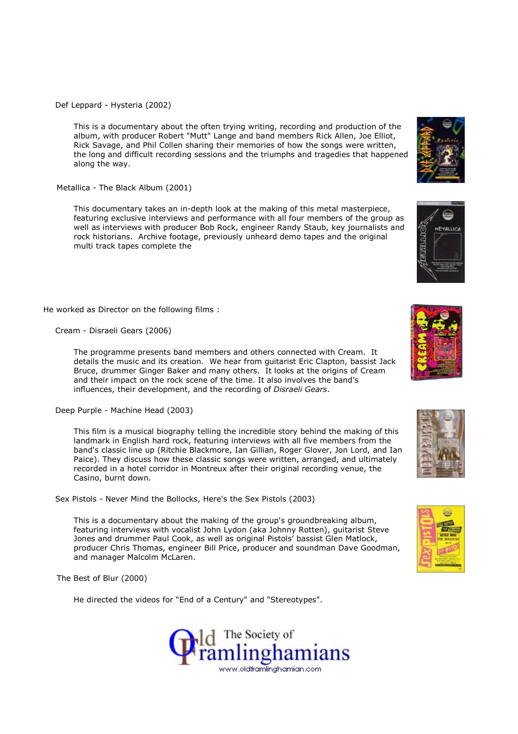Def Leppard - Hysteria (2002)

This is a documentary about the often trying writing, recording and production of the album, with producer Robert "Mutt" Lange and band members Rick Allen, Joe Elliot, Rick Savage, and Phil Collen sharing their memories of how the songs were written, the long and difficult recording sessions and the triumphs and tragedies that happened along the way.

Metallica - The Black Album (2001)

This documentary takes an in-depth look at the making of this metal masterpiece, featuring exclusive interviews and performance with all four members of the group as well as interviews with producer Bob Rock, engineer Randy Staub, key journalists and rock historians. Archive footage, previously unheard demo tapes and the original multi track tapes complete the

He worked as Director on the following films :

Cream - Disraeli Gears (2006)

The programme presents band members and others connected with Cream. It details the music and its creation. We hear from guitarist Eric Clapton, bassist Jack Bruce, drummer Ginger Baker and many others. It looks at the origins of Cream and their impact on the rock scene of the time. It also involves the band's influences, their development, and the recording of *Disraeli Gears*.

Deep Purple - Machine Head (2003)

This film is a musical biography telling the incredible story behind the making of this landmark in English hard rock, featuring interviews with all five members from the band's classic line up (Ritchie Blackmore, Ian Gillian, Roger Glover, Jon Lord, and Ian Paice). They discuss how these classic songs were written, arranged, and ultimately recorded in a hotel corridor in Montreux after their original recording venue, the Casino, burnt down.

Sex Pistols - Never Mind the Bollocks, Here's the Sex Pistols (2003)

This is a documentary about the making of the group's groundbreaking album, featuring interviews with vocalist John Lydon (aka Johnny Rotten), guitarist Steve Jones and drummer Paul Cook, as well as original Pistols' bassist Glen Matlock, producer Chris Thomas, engineer Bill Price, producer and soundman Dave Goodman, and manager Malcolm McLaren.

The Best of Blur (2000)

He directed the videos for "End of a Century" and "Stereotypes".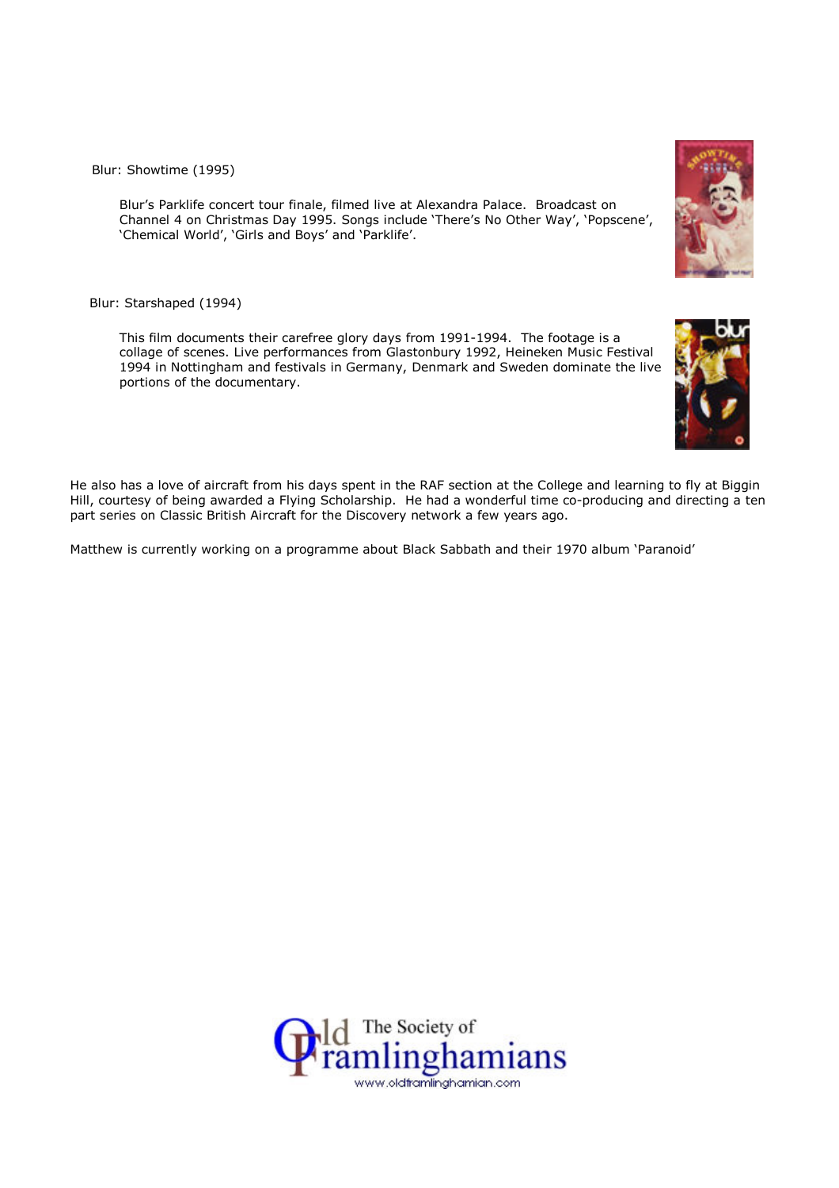Blur: Showtime (1995)

Blur's Parklife concert tour finale, filmed live at Alexandra Palace. Broadcast on Channel 4 on Christmas Day 1995. Songs include 'There's No Other Way', 'Popscene', 'Chemical World', 'Girls and Boys' and 'Parklife'.

Blur: Starshaped (1994)

This film documents their carefree glory days from 1991-1994. The footage is a collage of scenes. Live performances from Glastonbury 1992, Heineken Music Festival 1994 in Nottingham and festivals in Germany, Denmark and Sweden dominate the live portions of the documentary.

He also has a love of aircraft from his days spent in the RAF section at the College and learning to fly at Biggin Hill, courtesy of being awarded a Flying Scholarship. He had a wonderful time co-producing and directing a ten part series on Classic British Aircraft for the Discovery network a few years ago.

Matthew is currently working on a programme about Black Sabbath and their 1970 album 'Paranoid'

Old The Society of Framlinghamians
www.oldframlinghamian.com